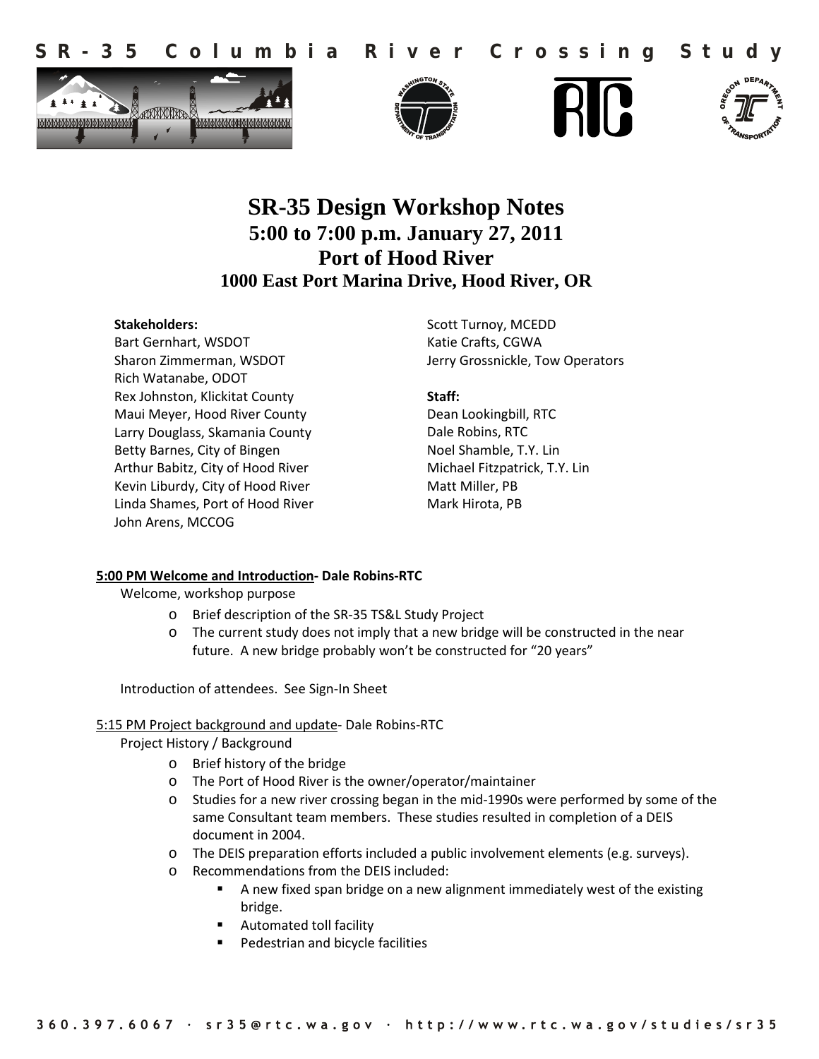# SR-35 Columbia River Crossing Study

## SR-35 Design Workshop Notes
### 5:00 to 7:00 p.m. January 27, 2011
### Port of Hood River
### 1000 East Port Marina Drive, Hood River, OR

**Stakeholders:**
Bart Gernhart, WSDOT
Sharon Zimmerman, WSDOT
Rich Watanabe, ODOT
Rex Johnston, Klickitat County
Maui Meyer, Hood River County
Larry Douglass, Skamania County
Betty Barnes, City of Bingen
Arthur Babitz, City of Hood River
Kevin Liburdy, City of Hood River
Linda Shames, Port of Hood River
John Arens, MCCOG
Scott Turnoy, MCEDD
Katie Crafts, CGWA
Jerry Grossnickle, Tow Operators

**Staff:**
Dean Lookingbill, RTC
Dale Robins, RTC
Noel Shamble, T.Y. Lin
Michael Fitzpatrick, T.Y. Lin
Matt Miller, PB
Mark Hirota, PB

**5:00 PM Welcome and Introduction- Dale Robins-RTC**

Welcome, workshop purpose

- Brief description of the SR-35 TS&L Study Project
- The current study does not imply that a new bridge will be constructed in the near future. A new bridge probably won't be constructed for "20 years"

Introduction of attendees. See Sign-In Sheet

5:15 PM Project background and update- Dale Robins-RTC

Project History / Background

- Brief history of the bridge
- The Port of Hood River is the owner/operator/maintainer
- Studies for a new river crossing began in the mid-1990s were performed by some of the same Consultant team members. These studies resulted in completion of a DEIS document in 2004.
- The DEIS preparation efforts included a public involvement elements (e.g. surveys).
- Recommendations from the DEIS included:
  - A new fixed span bridge on a new alignment immediately west of the existing bridge.
  - Automated toll facility
  - Pedestrian and bicycle facilities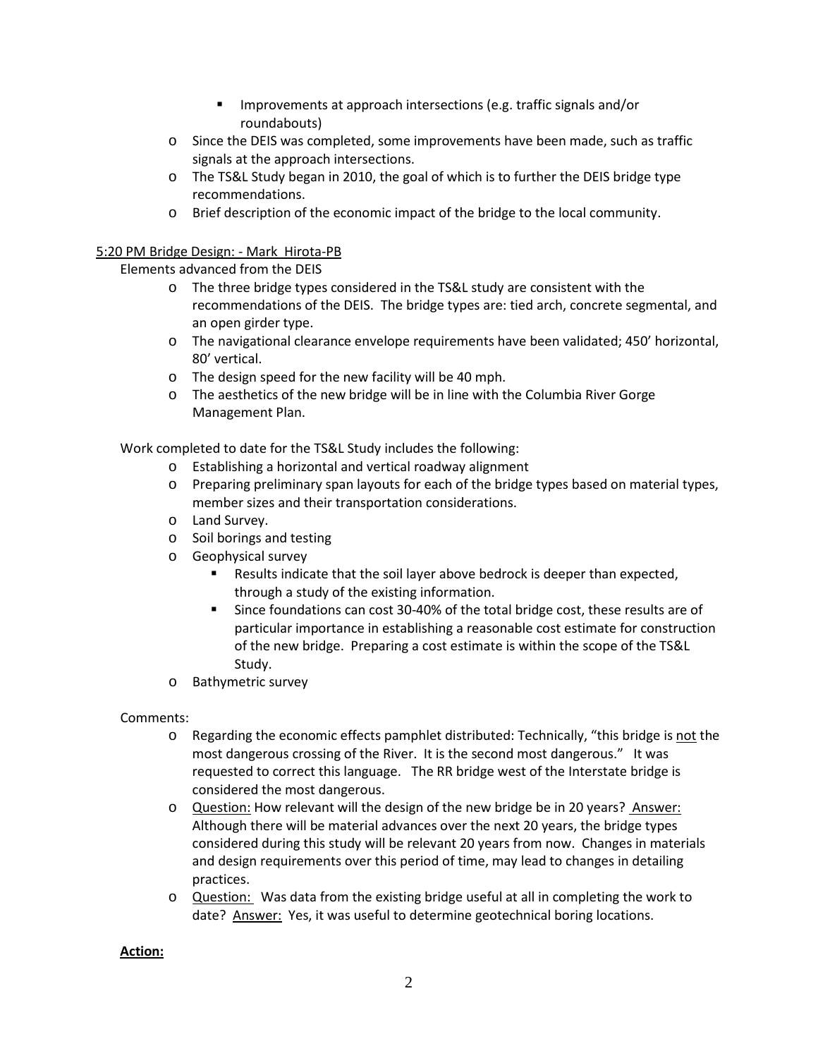- Improvements at approach intersections (e.g. traffic signals and/or roundabouts)
- Since the DEIS was completed, some improvements have been made, such as traffic signals at the approach intersections.
- The TS&L Study began in 2010, the goal of which is to further the DEIS bridge type recommendations.
- Brief description of the economic impact of the bridge to the local community.

5:20 PM Bridge Design: - Mark Hirota-PB

Elements advanced from the DEIS

- The three bridge types considered in the TS&L study are consistent with the recommendations of the DEIS. The bridge types are: tied arch, concrete segmental, and an open girder type.
- The navigational clearance envelope requirements have been validated; 450' horizontal, 80' vertical.
- The design speed for the new facility will be 40 mph.
- The aesthetics of the new bridge will be in line with the Columbia River Gorge Management Plan.

Work completed to date for the TS&L Study includes the following:

- Establishing a horizontal and vertical roadway alignment
- Preparing preliminary span layouts for each of the bridge types based on material types, member sizes and their transportation considerations.
- Land Survey.
- Soil borings and testing
- Geophysical survey
    - Results indicate that the soil layer above bedrock is deeper than expected, through a study of the existing information.
    - Since foundations can cost 30-40% of the total bridge cost, these results are of particular importance in establishing a reasonable cost estimate for construction of the new bridge. Preparing a cost estimate is within the scope of the TS&L Study.
- Bathymetric survey

Comments:

- Regarding the economic effects pamphlet distributed: Technically, "this bridge is not the most dangerous crossing of the River. It is the second most dangerous." It was requested to correct this language. The RR bridge west of the Interstate bridge is considered the most dangerous.
- Question: How relevant will the design of the new bridge be in 20 years? Answer: Although there will be material advances over the next 20 years, the bridge types considered during this study will be relevant 20 years from now. Changes in materials and design requirements over this period of time, may lead to changes in detailing practices.
- Question: Was data from the existing bridge useful at all in completing the work to date? Answer: Yes, it was useful to determine geotechnical boring locations.

**Action:**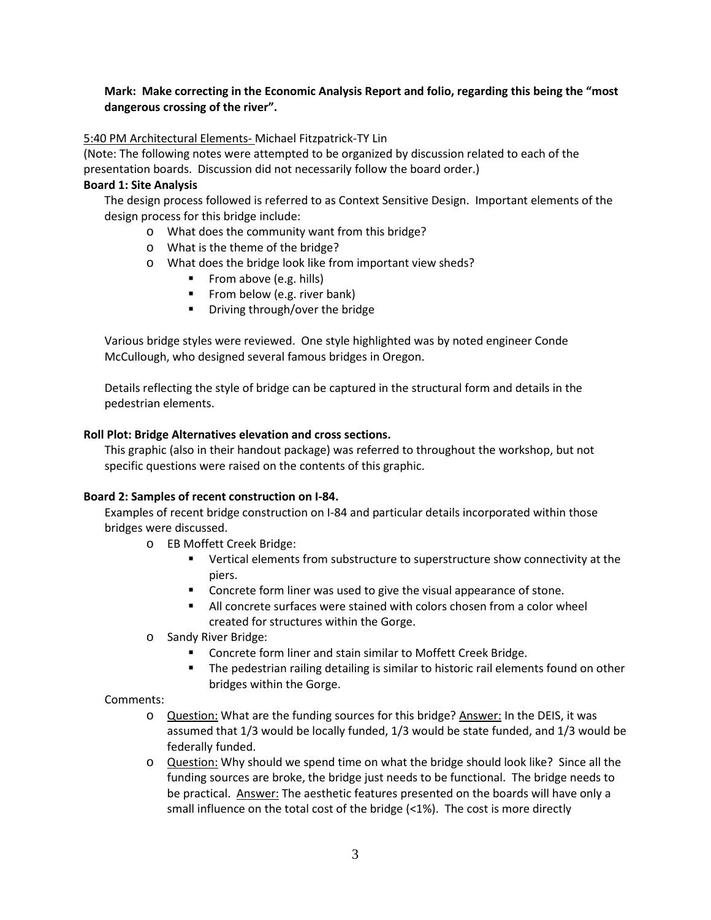**Mark: Make correcting in the Economic Analysis Report and folio, regarding this being the "most dangerous crossing of the river".**

5:40 PM Architectural Elements- Michael Fitzpatrick-TY Lin

(Note: The following notes were attempted to be organized by discussion related to each of the presentation boards. Discussion did not necessarily follow the board order.)

**Board 1: Site Analysis**

The design process followed is referred to as Context Sensitive Design. Important elements of the design process for this bridge include:

- What does the community want from this bridge?
- What is the theme of the bridge?
- What does the bridge look like from important view sheds?
    - From above (e.g. hills)
    - From below (e.g. river bank)
    - Driving through/over the bridge

Various bridge styles were reviewed. One style highlighted was by noted engineer Conde McCullough, who designed several famous bridges in Oregon.

Details reflecting the style of bridge can be captured in the structural form and details in the pedestrian elements.

**Roll Plot: Bridge Alternatives elevation and cross sections.**

This graphic (also in their handout package) was referred to throughout the workshop, but not specific questions were raised on the contents of this graphic.

**Board 2: Samples of recent construction on I-84.**

Examples of recent bridge construction on I-84 and particular details incorporated within those bridges were discussed.

- EB Moffett Creek Bridge:
    - Vertical elements from substructure to superstructure show connectivity at the piers.
    - Concrete form liner was used to give the visual appearance of stone.
    - All concrete surfaces were stained with colors chosen from a color wheel created for structures within the Gorge.
- Sandy River Bridge:
    - Concrete form liner and stain similar to Moffett Creek Bridge.
    - The pedestrian railing detailing is similar to historic rail elements found on other bridges within the Gorge.

Comments:

- Question: What are the funding sources for this bridge? Answer: In the DEIS, it was assumed that 1/3 would be locally funded, 1/3 would be state funded, and 1/3 would be federally funded.
- Question: Why should we spend time on what the bridge should look like? Since all the funding sources are broke, the bridge just needs to be functional. The bridge needs to be practical. Answer: The aesthetic features presented on the boards will have only a small influence on the total cost of the bridge (<1%). The cost is more directly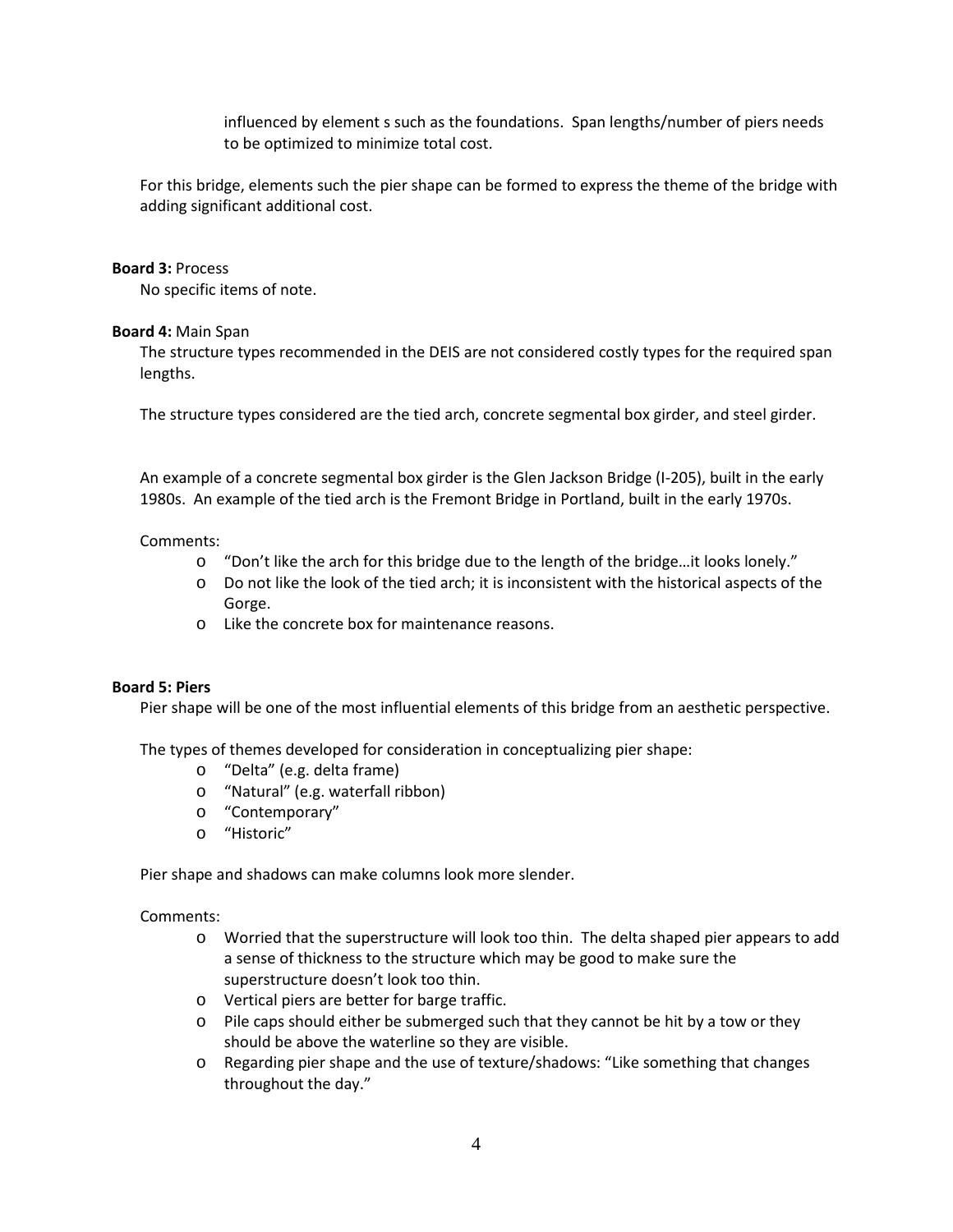influenced by element s such as the foundations. Span lengths/number of piers needs to be optimized to minimize total cost.

For this bridge, elements such the pier shape can be formed to express the theme of the bridge with adding significant additional cost.

**Board 3:** Process

No specific items of note.

**Board 4:** Main Span

The structure types recommended in the DEIS are not considered costly types for the required span lengths.

The structure types considered are the tied arch, concrete segmental box girder, and steel girder.

An example of a concrete segmental box girder is the Glen Jackson Bridge (I-205), built in the early 1980s. An example of the tied arch is the Fremont Bridge in Portland, built in the early 1970s.

Comments:

- "Don't like the arch for this bridge due to the length of the bridge…it looks lonely."
- Do not like the look of the tied arch; it is inconsistent with the historical aspects of the Gorge.
- Like the concrete box for maintenance reasons.

**Board 5: Piers**

Pier shape will be one of the most influential elements of this bridge from an aesthetic perspective.

The types of themes developed for consideration in conceptualizing pier shape:

- "Delta" (e.g. delta frame)
- "Natural" (e.g. waterfall ribbon)
- "Contemporary"
- "Historic"

Pier shape and shadows can make columns look more slender.

Comments:

- Worried that the superstructure will look too thin. The delta shaped pier appears to add a sense of thickness to the structure which may be good to make sure the superstructure doesn't look too thin.
- Vertical piers are better for barge traffic.
- Pile caps should either be submerged such that they cannot be hit by a tow or they should be above the waterline so they are visible.
- Regarding pier shape and the use of texture/shadows: "Like something that changes throughout the day."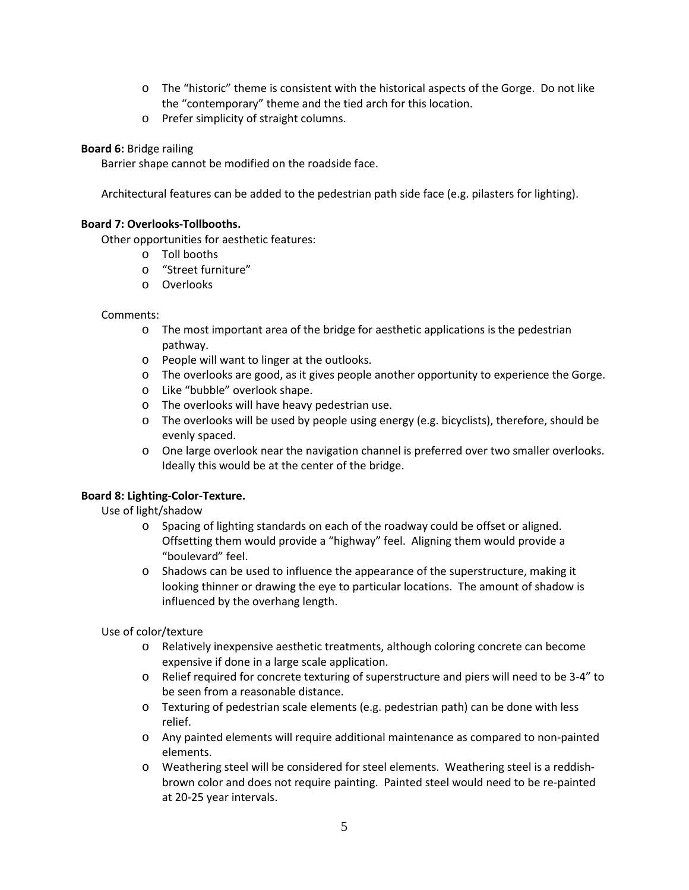- The "historic" theme is consistent with the historical aspects of the Gorge. Do not like the "contemporary" theme and the tied arch for this location.
- Prefer simplicity of straight columns.

**Board 6:** Bridge railing

Barrier shape cannot be modified on the roadside face.

Architectural features can be added to the pedestrian path side face (e.g. pilasters for lighting).

**Board 7: Overlooks-Tollbooths.**

Other opportunities for aesthetic features:

- Toll booths
- "Street furniture"
- Overlooks

Comments:

- The most important area of the bridge for aesthetic applications is the pedestrian pathway.
- People will want to linger at the outlooks.
- The overlooks are good, as it gives people another opportunity to experience the Gorge.
- Like "bubble" overlook shape.
- The overlooks will have heavy pedestrian use.
- The overlooks will be used by people using energy (e.g. bicyclists), therefore, should be evenly spaced.
- One large overlook near the navigation channel is preferred over two smaller overlooks. Ideally this would be at the center of the bridge.

**Board 8: Lighting-Color-Texture.**

Use of light/shadow

- Spacing of lighting standards on each of the roadway could be offset or aligned. Offsetting them would provide a "highway" feel. Aligning them would provide a "boulevard" feel.
- Shadows can be used to influence the appearance of the superstructure, making it looking thinner or drawing the eye to particular locations. The amount of shadow is influenced by the overhang length.

Use of color/texture

- Relatively inexpensive aesthetic treatments, although coloring concrete can become expensive if done in a large scale application.
- Relief required for concrete texturing of superstructure and piers will need to be 3-4" to be seen from a reasonable distance.
- Texturing of pedestrian scale elements (e.g. pedestrian path) can be done with less relief.
- Any painted elements will require additional maintenance as compared to non-painted elements.
- Weathering steel will be considered for steel elements. Weathering steel is a reddish-brown color and does not require painting. Painted steel would need to be re-painted at 20-25 year intervals.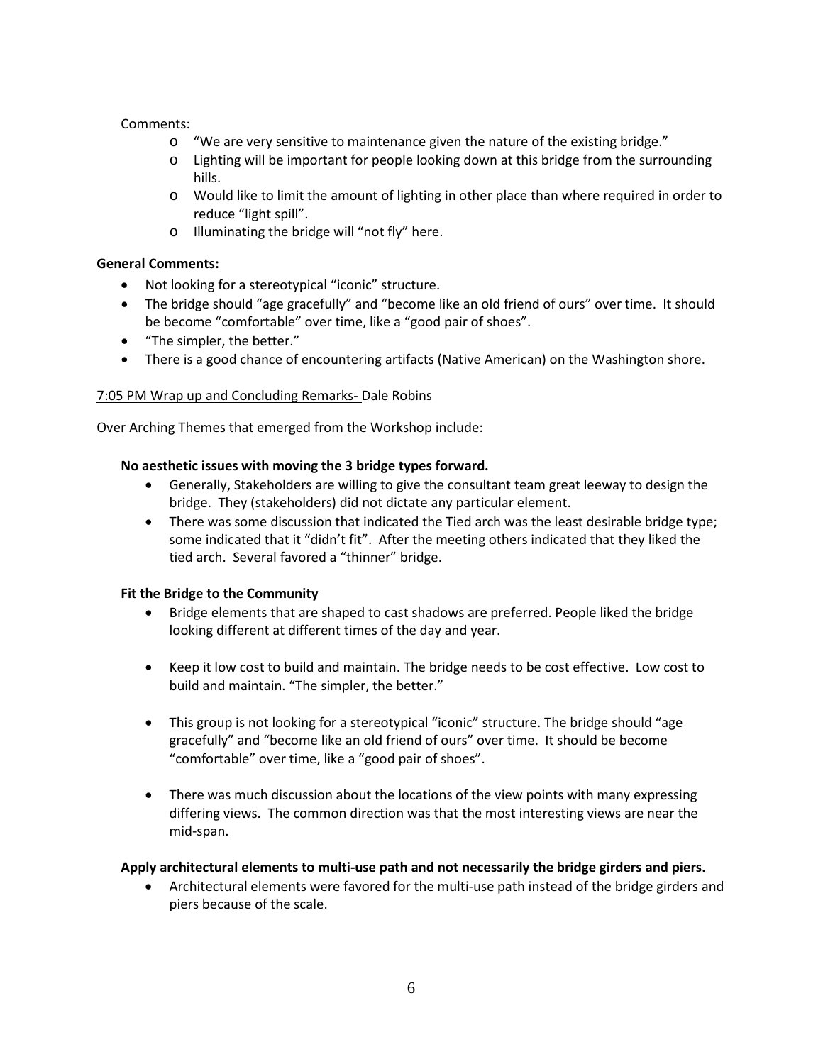Comments:

- "We are very sensitive to maintenance given the nature of the existing bridge."
- Lighting will be important for people looking down at this bridge from the surrounding hills.
- Would like to limit the amount of lighting in other place than where required in order to reduce "light spill".
- Illuminating the bridge will "not fly" here.

**General Comments:**

- Not looking for a stereotypical "iconic" structure.
- The bridge should "age gracefully" and "become like an old friend of ours" over time. It should be become "comfortable" over time, like a "good pair of shoes".
- "The simpler, the better."
- There is a good chance of encountering artifacts (Native American) on the Washington shore.

<u>7:05 PM Wrap up and Concluding Remarks-</u> Dale Robins

Over Arching Themes that emerged from the Workshop include:

**No aesthetic issues with moving the 3 bridge types forward.**

- Generally, Stakeholders are willing to give the consultant team great leeway to design the bridge. They (stakeholders) did not dictate any particular element.
- There was some discussion that indicated the Tied arch was the least desirable bridge type; some indicated that it "didn't fit". After the meeting others indicated that they liked the tied arch. Several favored a "thinner" bridge.

**Fit the Bridge to the Community**

- Bridge elements that are shaped to cast shadows are preferred. People liked the bridge looking different at different times of the day and year.
- Keep it low cost to build and maintain. The bridge needs to be cost effective. Low cost to build and maintain. "The simpler, the better."
- This group is not looking for a stereotypical "iconic" structure. The bridge should "age gracefully" and "become like an old friend of ours" over time. It should be become "comfortable" over time, like a "good pair of shoes".
- There was much discussion about the locations of the view points with many expressing differing views. The common direction was that the most interesting views are near the mid-span.

**Apply architectural elements to multi-use path and not necessarily the bridge girders and piers.**

- Architectural elements were favored for the multi-use path instead of the bridge girders and piers because of the scale.